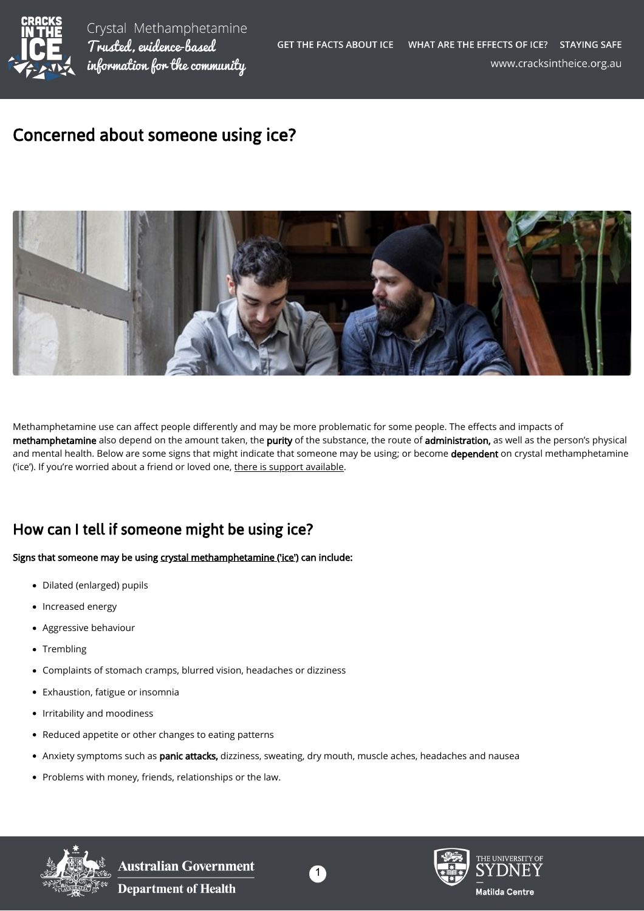# Concerned about someone using ice?

Methamphetamine use can affect people differently and may be more problematic for some people. The effects and impacts of **methamphetamine** also depend on the amount taken, the **purity** of the substance, the route of **administration,** as well as the person's physical and mental health. Below are some signs that might indicate that someone may be using; or become **dependent** on crystal methamphetamine ('ice'). If you're worried about a friend or loved one, there is support available.

## How can I tell if someone might be using ice?

**Signs that someone may be using crystal methamphetamine ('ice') can include:**

- Dilated (enlarged) pupils
- Increased energy
- Aggressive behaviour
- Trembling
- Complaints of stomach cramps, blurred vision, headaches or dizziness
- Exhaustion, fatigue or insomnia
- Irritability and moodiness
- Reduced appetite or other changes to eating patterns
- Anxiety symptoms such as **panic attacks,** dizziness, sweating, dry mouth, muscle aches, headaches and nausea
- Problems with money, friends, relationships or the law.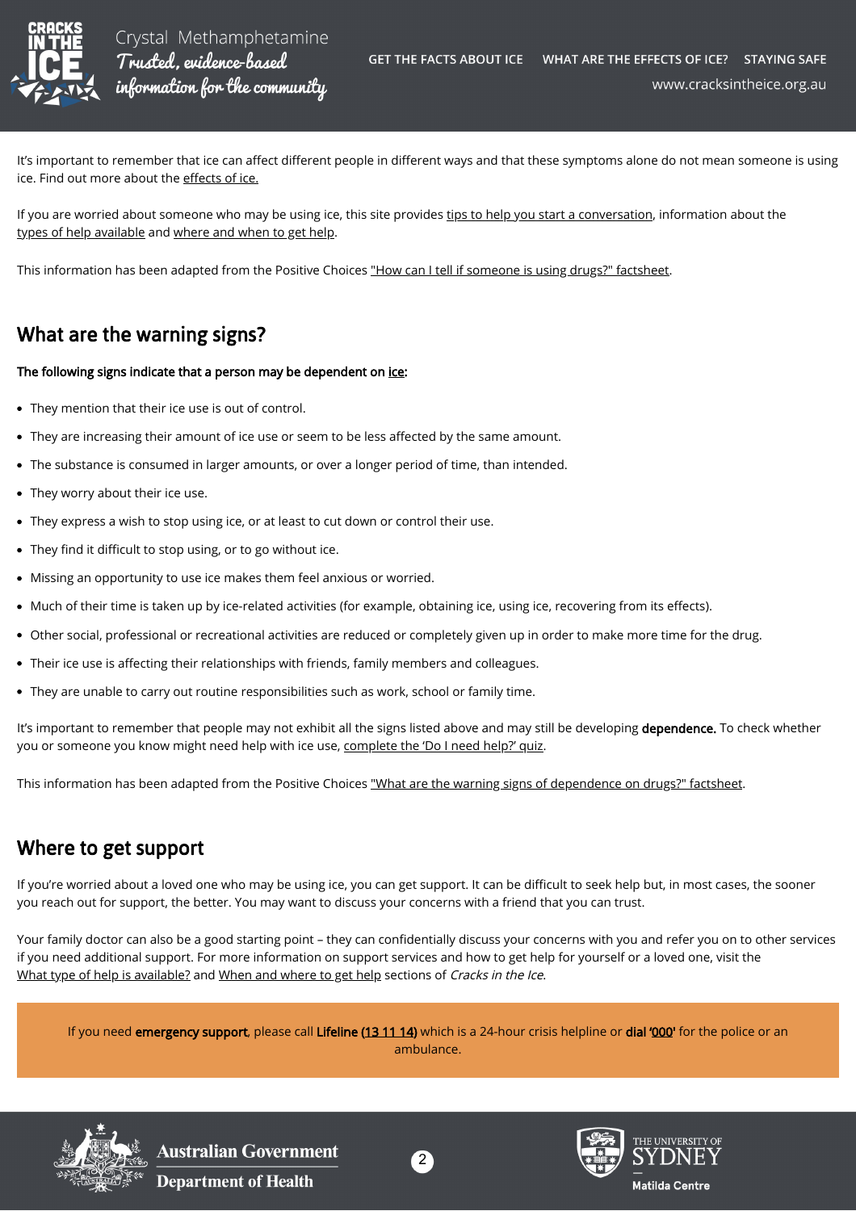It's important to remember that ice can affect different people in different ways and that these symptoms alone do not mean someone is using ice. Find out more about the effects of ice.

If you are worried about someone who may be using ice, this site provides tips to help you start a conversation, information about the types of help available and where and when to get help.

This information has been adapted from the Positive Choices "How can I tell if someone is using drugs?" factsheet.

## What are the warning signs?

**The following signs indicate that a person may be dependent on ice:**

- They mention that their ice use is out of control.
- They are increasing their amount of ice use or seem to be less affected by the same amount.
- The substance is consumed in larger amounts, or over a longer period of time, than intended.
- They worry about their ice use.
- They express a wish to stop using ice, or at least to cut down or control their use.
- They find it difficult to stop using, or to go without ice.
- Missing an opportunity to use ice makes them feel anxious or worried.
- Much of their time is taken up by ice-related activities (for example, obtaining ice, using ice, recovering from its effects).
- Other social, professional or recreational activities are reduced or completely given up in order to make more time for the drug.
- Their ice use is affecting their relationships with friends, family members and colleagues.
- They are unable to carry out routine responsibilities such as work, school or family time.

It's important to remember that people may not exhibit all the signs listed above and may still be developing **dependence.** To check whether you or someone you know might need help with ice use, complete the 'Do I need help?' quiz.

This information has been adapted from the Positive Choices "What are the warning signs of dependence on drugs?" factsheet.

## Where to get support

If you're worried about a loved one who may be using ice, you can get support. It can be difficult to seek help but, in most cases, the sooner you reach out for support, the better. You may want to discuss your concerns with a friend that you can trust.

Your family doctor can also be a good starting point – they can confidentially discuss your concerns with you and refer you on to other services if you need additional support. For more information on support services and how to get help for yourself or a loved one, visit the What type of help is available? and When and where to get help sections of *Cracks in the Ice*.

If you need **emergency support**, please call **Lifeline (13 11 14)** which is a 24-hour crisis helpline or **dial '000'** for the police or an ambulance.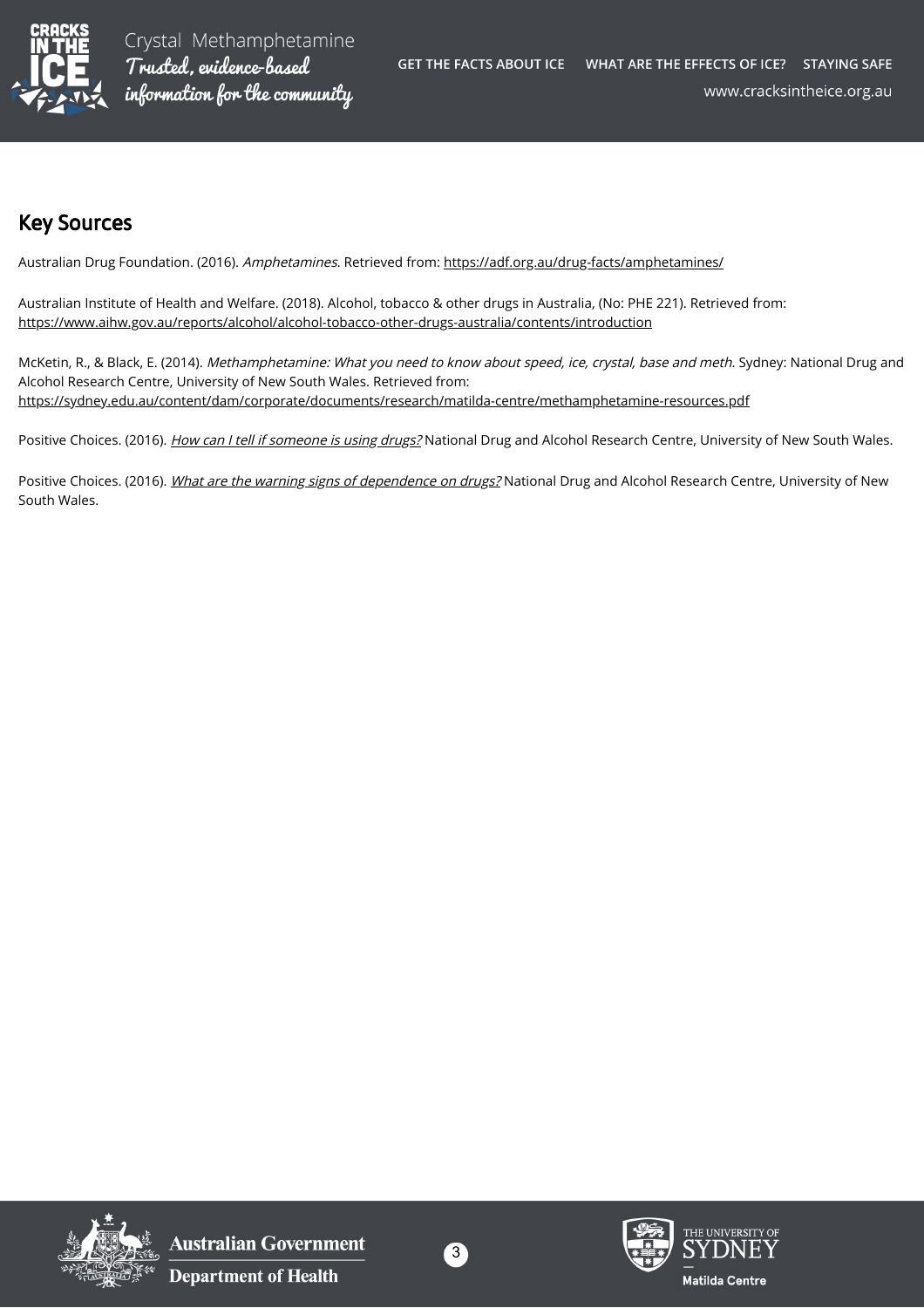## Key Sources

Australian Drug Foundation. (2016). *Amphetamines*. Retrieved from: https://adf.org.au/drug-facts/amphetamines/

Australian Institute of Health and Welfare. (2018). Alcohol, tobacco & other drugs in Australia, (No: PHE 221). Retrieved from: https://www.aihw.gov.au/reports/alcohol/alcohol-tobacco-other-drugs-australia/contents/introduction

McKetin, R., & Black, E. (2014). *Methamphetamine: What you need to know about speed, ice, crystal, base and meth*. Sydney: National Drug and Alcohol Research Centre, University of New South Wales. Retrieved from: https://sydney.edu.au/content/dam/corporate/documents/research/matilda-centre/methamphetamine-resources.pdf

Positive Choices. (2016). *How can I tell if someone is using drugs?* National Drug and Alcohol Research Centre, University of New South Wales.

Positive Choices. (2016). *What are the warning signs of dependence on drugs?* National Drug and Alcohol Research Centre, University of New South Wales.